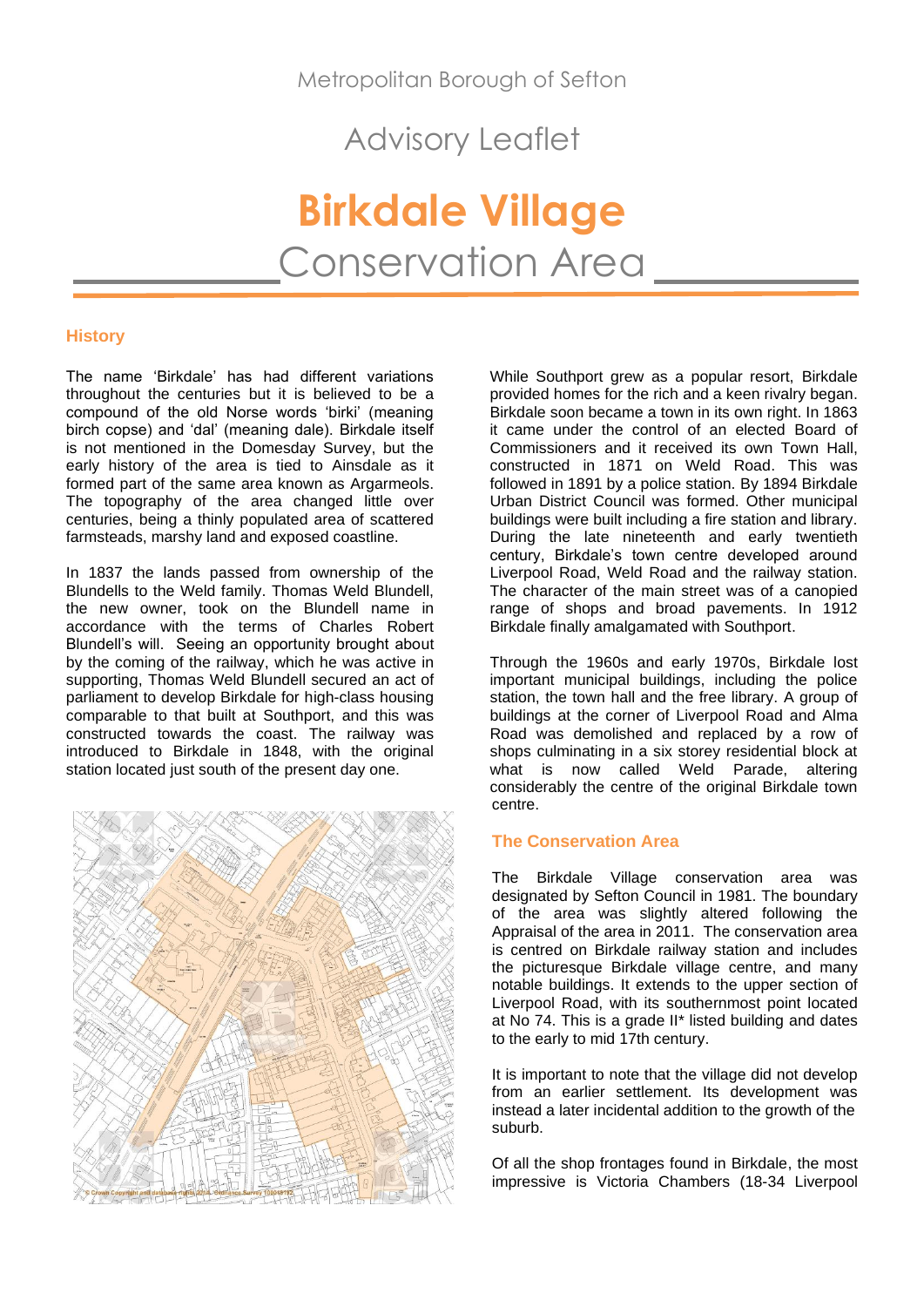Metropolitan Borough of Sefton

Advisory Leaflet

# Birkdale Village Conservation Area

## History

The name 'Birkdale' has had different variations throughout the centuries but it is believed to be a compound of the old Norse words 'birki' (meaning birch copse) and 'dal' (meaning dale). Birkdale itself is not mentioned in the Domesday Survey, but the early history of the area is tied to Ainsdale as it formed part of the same area known as Argarmeols. The topography of the area changed little over centuries, being a thinly populated area of scattered farmsteads, marshy land and exposed coastline.

In 1837 the lands passed from ownership of the Blundells to the Weld family. Thomas Weld Blundell, the new owner, took on the Blundell name in accordance with the terms of Charles Robert Blundell's will. Seeing an opportunity brought about by the coming of the railway, which he was active in supporting, Thomas Weld Blundell secured an act of parliament to develop Birkdale for high-class housing comparable to that built at Southport, and this was constructed towards the coast. The railway was introduced to Birkdale in 1848, with the original station located just south of the present day one.

While Southport grew as a popular resort, Birkdale provided homes for the rich and a keen rivalry began. Birkdale soon became a town in its own right. In 1863 it came under the control of an elected Board of Commissioners and it received its own Town Hall, constructed in 1871 on Weld Road. This was followed in 1891 by a police station. By 1894 Birkdale Urban District Council was formed. Other municipal buildings were built including a fire station and library. During the late nineteenth and early twentieth century, Birkdale's town centre developed around Liverpool Road, Weld Road and the railway station. The character of the main street was of a canopied range of shops and broad pavements. In 1912 Birkdale finally amalgamated with Southport.

Through the 1960s and early 1970s, Birkdale lost important municipal buildings, including the police station, the town hall and the free library. A group of buildings at the corner of Liverpool Road and Alma Road was demolished and replaced by a row of shops culminating in a six storey residential block at what is now called Weld Parade, altering considerably the centre of the original Birkdale town centre.

## The Conservation Area

The Birkdale Village conservation area was designated by Sefton Council in 1981. The boundary of the area was slightly altered following the Appraisal of the area in 2011. The conservation area is centred on Birkdale railway station and includes the picturesque Birkdale village centre, and many notable buildings. It extends to the upper section of Liverpool Road, with its southernmost point located at No 74. This is a grade II* listed building and dates to the early to mid 17th century.

It is important to note that the village did not develop from an earlier settlement. Its development was instead a later incidental addition to the growth of the suburb.

Of all the shop frontages found in Birkdale, the most impressive is Victoria Chambers (18-34 Liverpool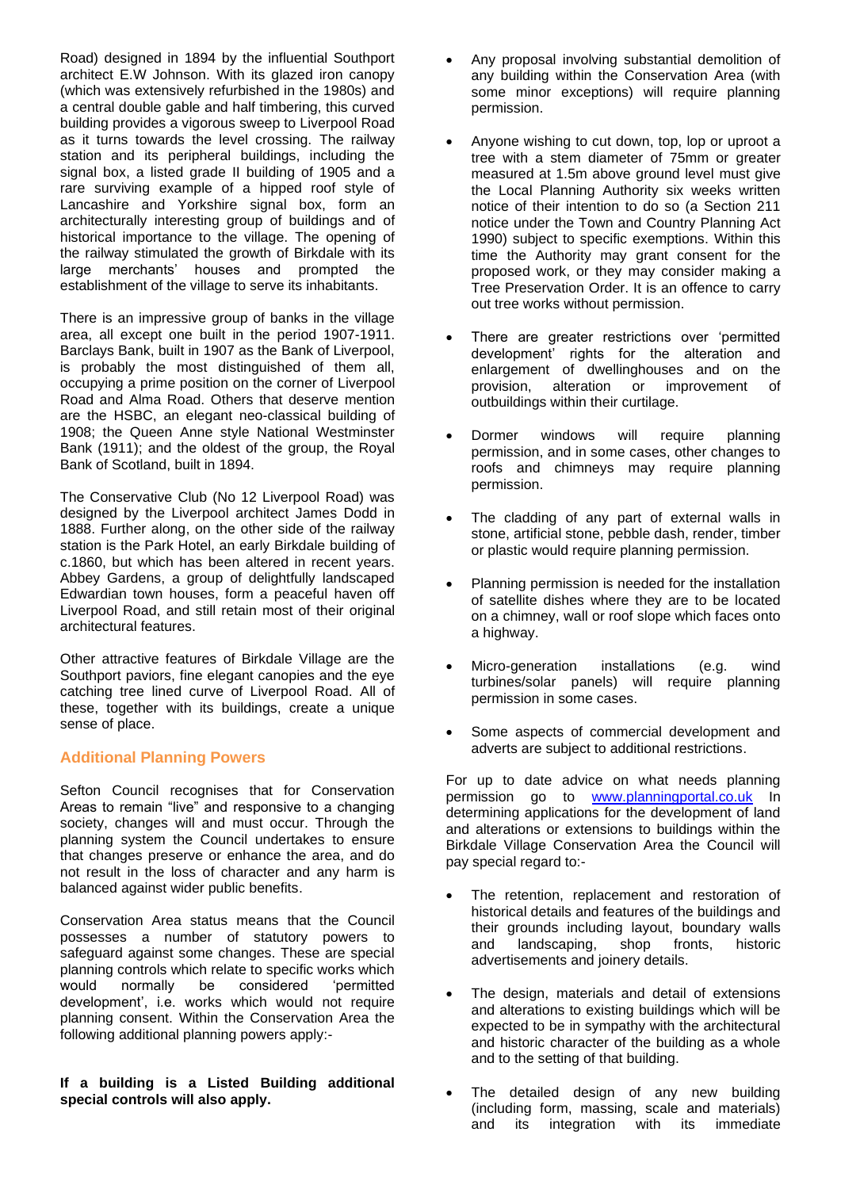Road) designed in 1894 by the influential Southport architect E.W Johnson. With its glazed iron canopy (which was extensively refurbished in the 1980s) and a central double gable and half timbering, this curved building provides a vigorous sweep to Liverpool Road as it turns towards the level crossing. The railway station and its peripheral buildings, including the signal box, a listed grade II building of 1905 and a rare surviving example of a hipped roof style of Lancashire and Yorkshire signal box, form an architecturally interesting group of buildings and of historical importance to the village. The opening of the railway stimulated the growth of Birkdale with its large merchants' houses and prompted the establishment of the village to serve its inhabitants.

There is an impressive group of banks in the village area, all except one built in the period 1907-1911. Barclays Bank, built in 1907 as the Bank of Liverpool, is probably the most distinguished of them all, occupying a prime position on the corner of Liverpool Road and Alma Road. Others that deserve mention are the HSBC, an elegant neo-classical building of 1908; the Queen Anne style National Westminster Bank (1911); and the oldest of the group, the Royal Bank of Scotland, built in 1894.

The Conservative Club (No 12 Liverpool Road) was designed by the Liverpool architect James Dodd in 1888. Further along, on the other side of the railway station is the Park Hotel, an early Birkdale building of c.1860, but which has been altered in recent years. Abbey Gardens, a group of delightfully landscaped Edwardian town houses, form a peaceful haven off Liverpool Road, and still retain most of their original architectural features.

Other attractive features of Birkdale Village are the Southport paviors, fine elegant canopies and the eye catching tree lined curve of Liverpool Road. All of these, together with its buildings, create a unique sense of place.

## Additional Planning Powers

Sefton Council recognises that for Conservation Areas to remain "live" and responsive to a changing society, changes will and must occur. Through the planning system the Council undertakes to ensure that changes preserve or enhance the area, and do not result in the loss of character and any harm is balanced against wider public benefits.

Conservation Area status means that the Council possesses a number of statutory powers to safeguard against some changes. These are special planning controls which relate to specific works which would normally be considered 'permitted development', i.e. works which would not require planning consent. Within the Conservation Area the following additional planning powers apply:-

**If a building is a Listed Building additional special controls will also apply.**

- Any proposal involving substantial demolition of any building within the Conservation Area (with some minor exceptions) will require planning permission.
- Anyone wishing to cut down, top, lop or uproot a tree with a stem diameter of 75mm or greater measured at 1.5m above ground level must give the Local Planning Authority six weeks written notice of their intention to do so (a Section 211 notice under the Town and Country Planning Act 1990) subject to specific exemptions. Within this time the Authority may grant consent for the proposed work, or they may consider making a Tree Preservation Order. It is an offence to carry out tree works without permission.
- There are greater restrictions over 'permitted development' rights for the alteration and enlargement of dwellinghouses and on the provision, alteration or improvement of outbuildings within their curtilage.
- Dormer windows will require planning permission, and in some cases, other changes to roofs and chimneys may require planning permission.
- The cladding of any part of external walls in stone, artificial stone, pebble dash, render, timber or plastic would require planning permission.
- Planning permission is needed for the installation of satellite dishes where they are to be located on a chimney, wall or roof slope which faces onto a highway.
- Micro-generation installations (e.g. wind turbines/solar panels) will require planning permission in some cases.
- Some aspects of commercial development and adverts are subject to additional restrictions.

For up to date advice on what needs planning permission go to www.planningportal.co.uk In determining applications for the development of land and alterations or extensions to buildings within the Birkdale Village Conservation Area the Council will pay special regard to:-

- The retention, replacement and restoration of historical details and features of the buildings and their grounds including layout, boundary walls and landscaping, shop fronts, historic advertisements and joinery details.
- The design, materials and detail of extensions and alterations to existing buildings which will be expected to be in sympathy with the architectural and historic character of the building as a whole and to the setting of that building.
- The detailed design of any new building (including form, massing, scale and materials) and its integration with its immediate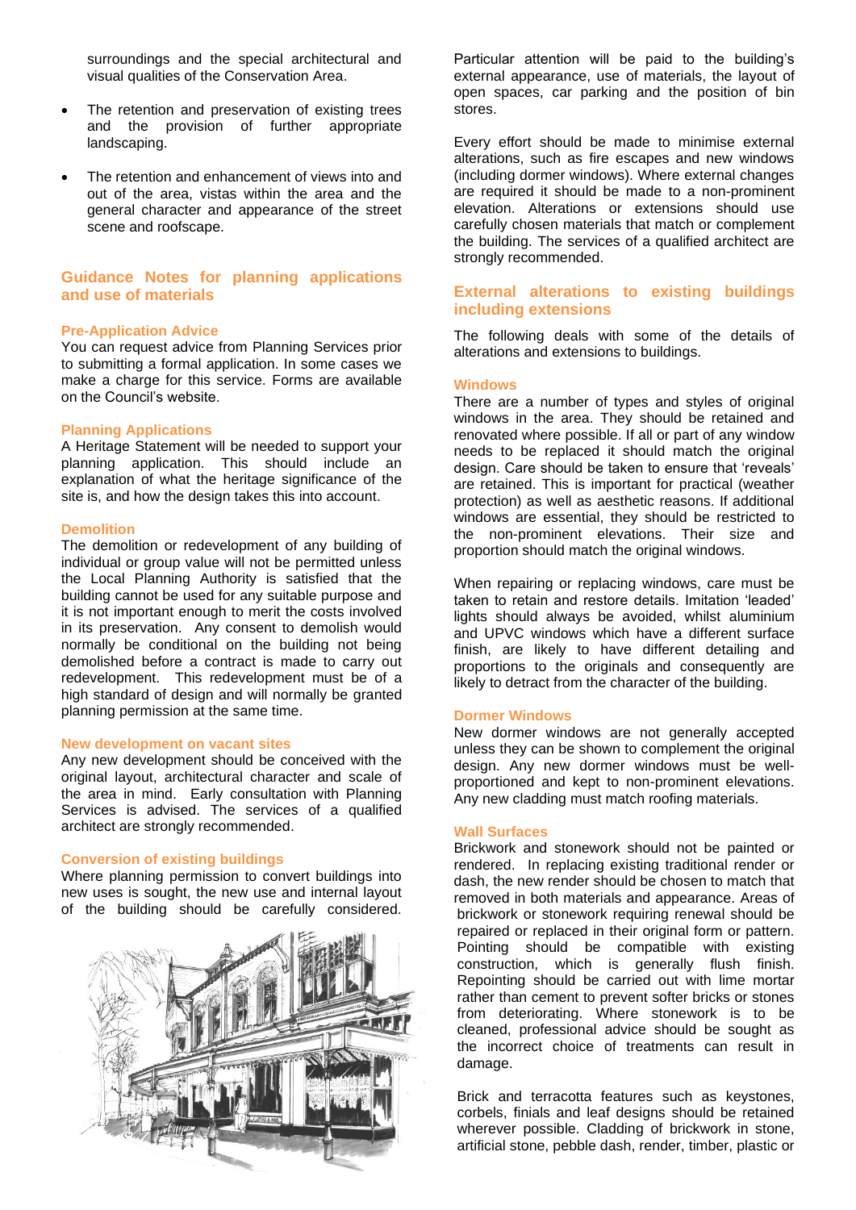surroundings and the special architectural and visual qualities of the Conservation Area.

- The retention and preservation of existing trees and the provision of further appropriate landscaping.
- The retention and enhancement of views into and out of the area, vistas within the area and the general character and appearance of the street scene and roofscape.

## Guidance Notes for planning applications and use of materials

### Pre-Application Advice

You can request advice from Planning Services prior to submitting a formal application. In some cases we make a charge for this service. Forms are available on the Council's website.

### Planning Applications

A Heritage Statement will be needed to support your planning application. This should include an explanation of what the heritage significance of the site is, and how the design takes this into account.

### Demolition

The demolition or redevelopment of any building of individual or group value will not be permitted unless the Local Planning Authority is satisfied that the building cannot be used for any suitable purpose and it is not important enough to merit the costs involved in its preservation. Any consent to demolish would normally be conditional on the building not being demolished before a contract is made to carry out redevelopment. This redevelopment must be of a high standard of design and will normally be granted planning permission at the same time.

### New development on vacant sites

Any new development should be conceived with the original layout, architectural character and scale of the area in mind. Early consultation with Planning Services is advised. The services of a qualified architect are strongly recommended.

### Conversion of existing buildings

Where planning permission to convert buildings into new uses is sought, the new use and internal layout of the building should be carefully considered. Particular attention will be paid to the building's external appearance, use of materials, the layout of open spaces, car parking and the position of bin stores.

Every effort should be made to minimise external alterations, such as fire escapes and new windows (including dormer windows). Where external changes are required it should be made to a non-prominent elevation. Alterations or extensions should use carefully chosen materials that match or complement the building. The services of a qualified architect are strongly recommended.

## External alterations to existing buildings including extensions

The following deals with some of the details of alterations and extensions to buildings.

### Windows

There are a number of types and styles of original windows in the area. They should be retained and renovated where possible. If all or part of any window needs to be replaced it should match the original design. Care should be taken to ensure that 'reveals' are retained. This is important for practical (weather protection) as well as aesthetic reasons. If additional windows are essential, they should be restricted to the non-prominent elevations. Their size and proportion should match the original windows.

When repairing or replacing windows, care must be taken to retain and restore details. Imitation 'leaded' lights should always be avoided, whilst aluminium and UPVC windows which have a different surface finish, are likely to have different detailing and proportions to the originals and consequently are likely to detract from the character of the building.

### Dormer Windows

New dormer windows are not generally accepted unless they can be shown to complement the original design. Any new dormer windows must be well-proportioned and kept to non-prominent elevations. Any new cladding must match roofing materials.

### Wall Surfaces

Brickwork and stonework should not be painted or rendered. In replacing existing traditional render or dash, the new render should be chosen to match that removed in both materials and appearance. Areas of brickwork or stonework requiring renewal should be repaired or replaced in their original form or pattern. Pointing should be compatible with existing construction, which is generally flush finish. Repointing should be carried out with lime mortar rather than cement to prevent softer bricks or stones from deteriorating. Where stonework is to be cleaned, professional advice should be sought as the incorrect choice of treatments can result in damage.

Brick and terracotta features such as keystones, corbels, finials and leaf designs should be retained wherever possible. Cladding of brickwork in stone, artificial stone, pebble dash, render, timber, plastic or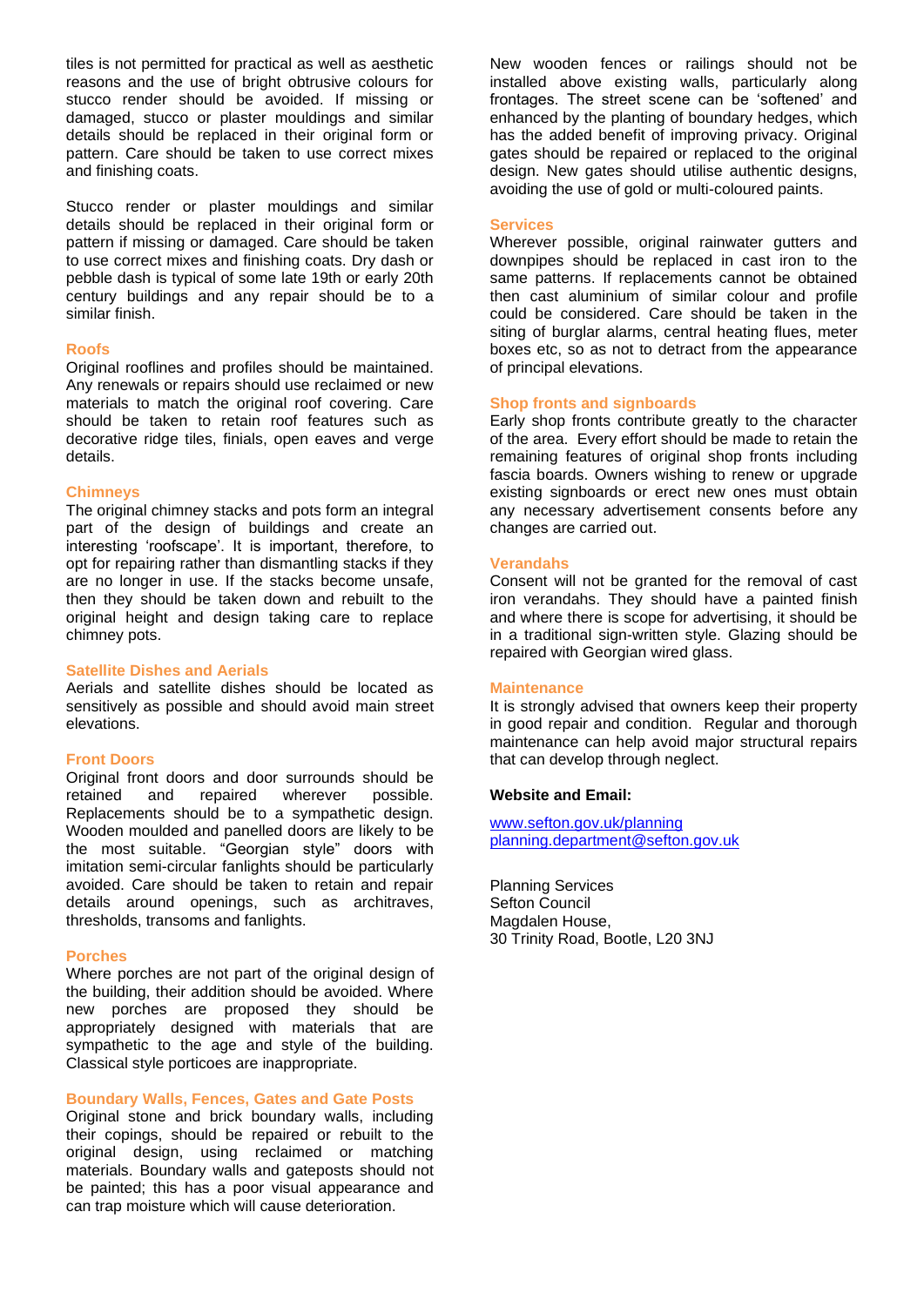tiles is not permitted for practical as well as aesthetic reasons and the use of bright obtrusive colours for stucco render should be avoided. If missing or damaged, stucco or plaster mouldings and similar details should be replaced in their original form or pattern. Care should be taken to use correct mixes and finishing coats.

Stucco render or plaster mouldings and similar details should be replaced in their original form or pattern if missing or damaged. Care should be taken to use correct mixes and finishing coats. Dry dash or pebble dash is typical of some late 19th or early 20th century buildings and any repair should be to a similar finish.

### Roofs

Original rooflines and profiles should be maintained. Any renewals or repairs should use reclaimed or new materials to match the original roof covering. Care should be taken to retain roof features such as decorative ridge tiles, finials, open eaves and verge details.

### Chimneys

The original chimney stacks and pots form an integral part of the design of buildings and create an interesting 'roofscape'. It is important, therefore, to opt for repairing rather than dismantling stacks if they are no longer in use. If the stacks become unsafe, then they should be taken down and rebuilt to the original height and design taking care to replace chimney pots.

### Satellite Dishes and Aerials

Aerials and satellite dishes should be located as sensitively as possible and should avoid main street elevations.

### Front Doors

Original front doors and door surrounds should be retained and repaired wherever possible. Replacements should be to a sympathetic design. Wooden moulded and panelled doors are likely to be the most suitable. "Georgian style" doors with imitation semi-circular fanlights should be particularly avoided. Care should be taken to retain and repair details around openings, such as architraves, thresholds, transoms and fanlights.

### Porches

Where porches are not part of the original design of the building, their addition should be avoided. Where new porches are proposed they should be appropriately designed with materials that are sympathetic to the age and style of the building. Classical style porticoes are inappropriate.

### Boundary Walls, Fences, Gates and Gate Posts

Original stone and brick boundary walls, including their copings, should be repaired or rebuilt to the original design, using reclaimed or matching materials. Boundary walls and gateposts should not be painted; this has a poor visual appearance and can trap moisture which will cause deterioration.

New wooden fences or railings should not be installed above existing walls, particularly along frontages. The street scene can be 'softened' and enhanced by the planting of boundary hedges, which has the added benefit of improving privacy. Original gates should be repaired or replaced to the original design. New gates should utilise authentic designs, avoiding the use of gold or multi-coloured paints.

### Services

Wherever possible, original rainwater gutters and downpipes should be replaced in cast iron to the same patterns. If replacements cannot be obtained then cast aluminium of similar colour and profile could be considered. Care should be taken in the siting of burglar alarms, central heating flues, meter boxes etc, so as not to detract from the appearance of principal elevations.

### Shop fronts and signboards

Early shop fronts contribute greatly to the character of the area. Every effort should be made to retain the remaining features of original shop fronts including fascia boards. Owners wishing to renew or upgrade existing signboards or erect new ones must obtain any necessary advertisement consents before any changes are carried out.

### Verandahs

Consent will not be granted for the removal of cast iron verandahs. They should have a painted finish and where there is scope for advertising, it should be in a traditional sign-written style. Glazing should be repaired with Georgian wired glass.

### Maintenance

It is strongly advised that owners keep their property in good repair and condition. Regular and thorough maintenance can help avoid major structural repairs that can develop through neglect.

**Website and Email:**

www.sefton.gov.uk/planning
planning.department@sefton.gov.uk

Planning Services
Sefton Council
Magdalen House,
30 Trinity Road, Bootle, L20 3NJ